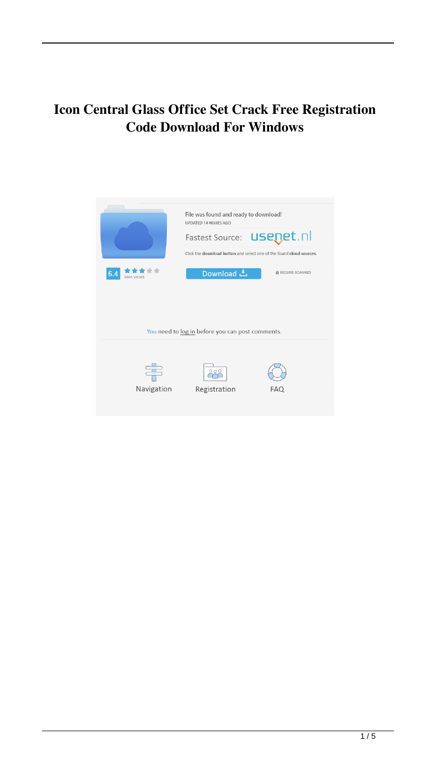# Icon Central Glass Office Set Crack Free Registration Code Download For Windows

File was found and ready to download!

UPDATED 14 HOUES AGO

Fastest Source: usenet.nl

Click the **download button** and select one of the found **cloud sources**.

6.4

2865 VIEWS

Download

SECURE SCANNED

You need to log in before you can post comments.

Navigation

Registration

FAQ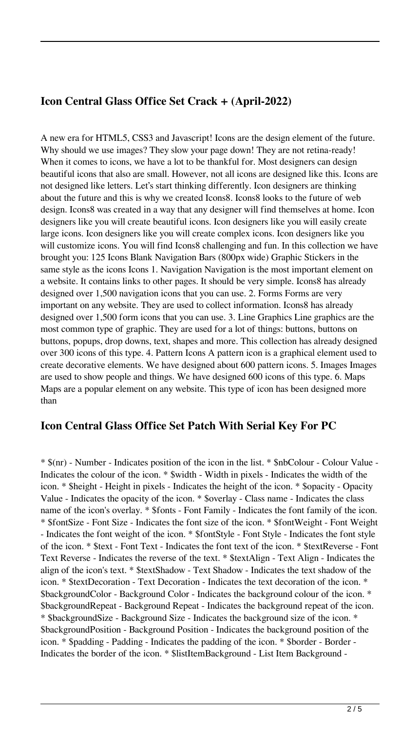## Icon Central Glass Office Set Crack + (April-2022)

A new era for HTML5, CSS3 and Javascript! Icons are the design element of the future. Why should we use images? They slow your page down! They are not retina-ready! When it comes to icons, we have a lot to be thankful for. Most designers can design beautiful icons that also are small. However, not all icons are designed like this. Icons are not designed like letters. Let's start thinking differently. Icon designers are thinking about the future and this is why we created Icons8. Icons8 looks to the future of web design. Icons8 was created in a way that any designer will find themselves at home. Icon designers like you will create beautiful icons. Icon designers like you will easily create large icons. Icon designers like you will create complex icons. Icon designers like you will customize icons. You will find Icons8 challenging and fun. In this collection we have brought you: 125 Icons Blank Navigation Bars (800px wide) Graphic Stickers in the same style as the icons Icons 1. Navigation Navigation is the most important element on a website. It contains links to other pages. It should be very simple. Icons8 has already designed over 1,500 navigation icons that you can use. 2. Forms Forms are very important on any website. They are used to collect information. Icons8 has already designed over 1,500 form icons that you can use. 3. Line Graphics Line graphics are the most common type of graphic. They are used for a lot of things: buttons, buttons on buttons, popups, drop downs, text, shapes and more. This collection has already designed over 300 icons of this type. 4. Pattern Icons A pattern icon is a graphical element used to create decorative elements. We have designed about 600 pattern icons. 5. Images Images are used to show people and things. We have designed 600 icons of this type. 6. Maps Maps are a popular element on any website. This type of icon has been designed more than

## Icon Central Glass Office Set Patch With Serial Key For PC

* $(nr) - Number - Indicates position of the icon in the list. * $nbColour - Colour Value - Indicates the colour of the icon. * $width - Width in pixels - Indicates the width of the icon. * $height - Height in pixels - Indicates the height of the icon. * $opacity - Opacity Value - Indicates the opacity of the icon. * $overlay - Class name - Indicates the class name of the icon's overlay. * $fonts - Font Family - Indicates the font family of the icon. * $fontSize - Font Size - Indicates the font size of the icon. * $fontWeight - Font Weight - Indicates the font weight of the icon. * $fontStyle - Font Style - Indicates the font style of the icon. * $text - Font Text - Indicates the font text of the icon. * $textReverse - Font Text Reverse - Indicates the reverse of the text. * $textAlign - Text Align - Indicates the align of the icon's text. * $textShadow - Text Shadow - Indicates the text shadow of the icon. * $textDecoration - Text Decoration - Indicates the text decoration of the icon. * $backgroundColor - Background Color - Indicates the background colour of the icon. * $backgroundRepeat - Background Repeat - Indicates the background repeat of the icon. * $backgroundSize - Background Size - Indicates the background size of the icon. * $backgroundPosition - Background Position - Indicates the background position of the icon. * $padding - Padding - Indicates the padding of the icon. * $border - Border - Indicates the border of the icon. * $listItemBackground - List Item Background -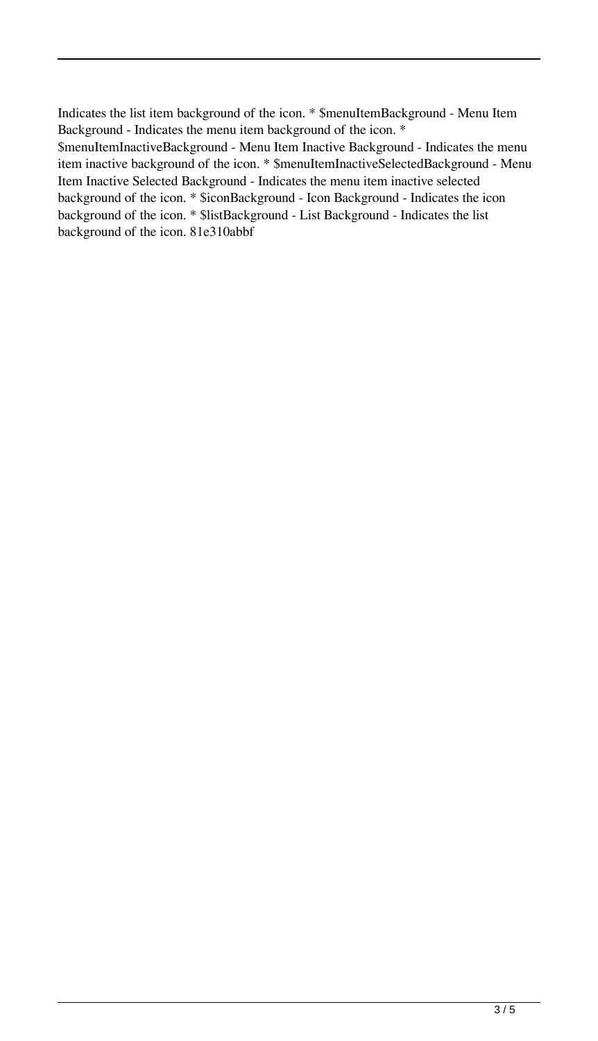Indicates the list item background of the icon. * $menuItemBackground - Menu Item Background - Indicates the menu item background of the icon. * $menuItemInactiveBackground - Menu Item Inactive Background - Indicates the menu item inactive background of the icon. * $menuItemInactiveSelectedBackground - Menu Item Inactive Selected Background - Indicates the menu item inactive selected background of the icon. * $iconBackground - Icon Background - Indicates the icon background of the icon. * $listBackground - List Background - Indicates the list background of the icon. 81e310abbf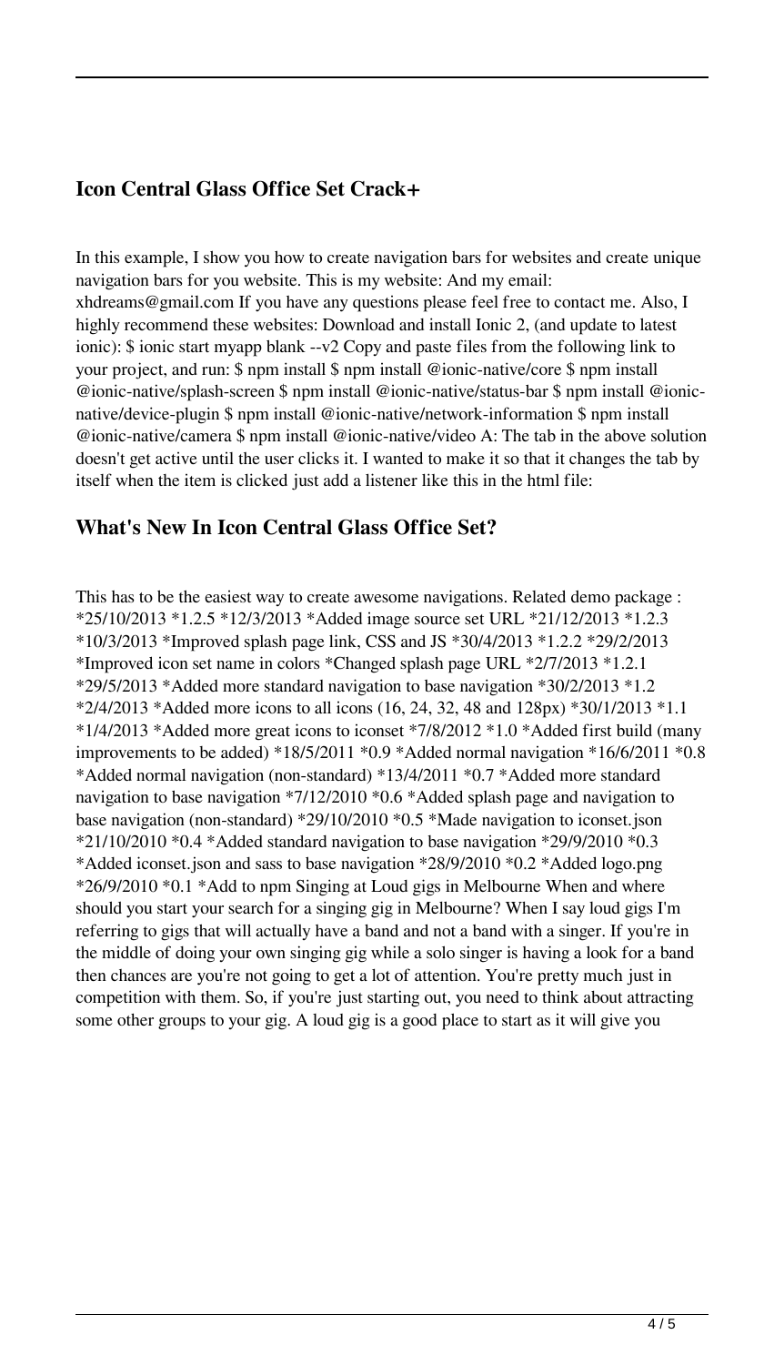## Icon Central Glass Office Set Crack+

In this example, I show you how to create navigation bars for websites and create unique navigation bars for you website. This is my website: And my email: xhdreams@gmail.com If you have any questions please feel free to contact me. Also, I highly recommend these websites: Download and install Ionic 2, (and update to latest ionic): $ ionic start myapp blank --v2 Copy and paste files from the following link to your project, and run: $ npm install $ npm install @ionic-native/core $ npm install @ionic-native/splash-screen $ npm install @ionic-native/status-bar $ npm install @ionic-native/device-plugin $ npm install @ionic-native/network-information $ npm install @ionic-native/camera $ npm install @ionic-native/video A: The tab in the above solution doesn't get active until the user clicks it. I wanted to make it so that it changes the tab by itself when the item is clicked just add a listener like this in the html file:

## What's New In Icon Central Glass Office Set?

This has to be the easiest way to create awesome navigations. Related demo package : *25/10/2013 *1.2.5 *12/3/2013 *Added image source set URL *21/12/2013 *1.2.3 *10/3/2013 *Improved splash page link, CSS and JS *30/4/2013 *1.2.2 *29/2/2013 *Improved icon set name in colors *Changed splash page URL *2/7/2013 *1.2.1 *29/5/2013 *Added more standard navigation to base navigation *30/2/2013 *1.2 *2/4/2013 *Added more icons to all icons (16, 24, 32, 48 and 128px) *30/1/2013 *1.1 *1/4/2013 *Added more great icons to iconset *7/8/2012 *1.0 *Added first build (many improvements to be added) *18/5/2011 *0.9 *Added normal navigation *16/6/2011 *0.8 *Added normal navigation (non-standard) *13/4/2011 *0.7 *Added more standard navigation to base navigation *7/12/2010 *0.6 *Added splash page and navigation to base navigation (non-standard) *29/10/2010 *0.5 *Made navigation to iconset.json *21/10/2010 *0.4 *Added standard navigation to base navigation *29/9/2010 *0.3 *Added iconset.json and sass to base navigation *28/9/2010 *0.2 *Added logo.png *26/9/2010 *0.1 *Add to npm Singing at Loud gigs in Melbourne When and where should you start your search for a singing gig in Melbourne? When I say loud gigs I'm referring to gigs that will actually have a band and not a band with a singer. If you're in the middle of doing your own singing gig while a solo singer is having a look for a band then chances are you're not going to get a lot of attention. You're pretty much just in competition with them. So, if you're just starting out, you need to think about attracting some other groups to your gig. A loud gig is a good place to start as it will give you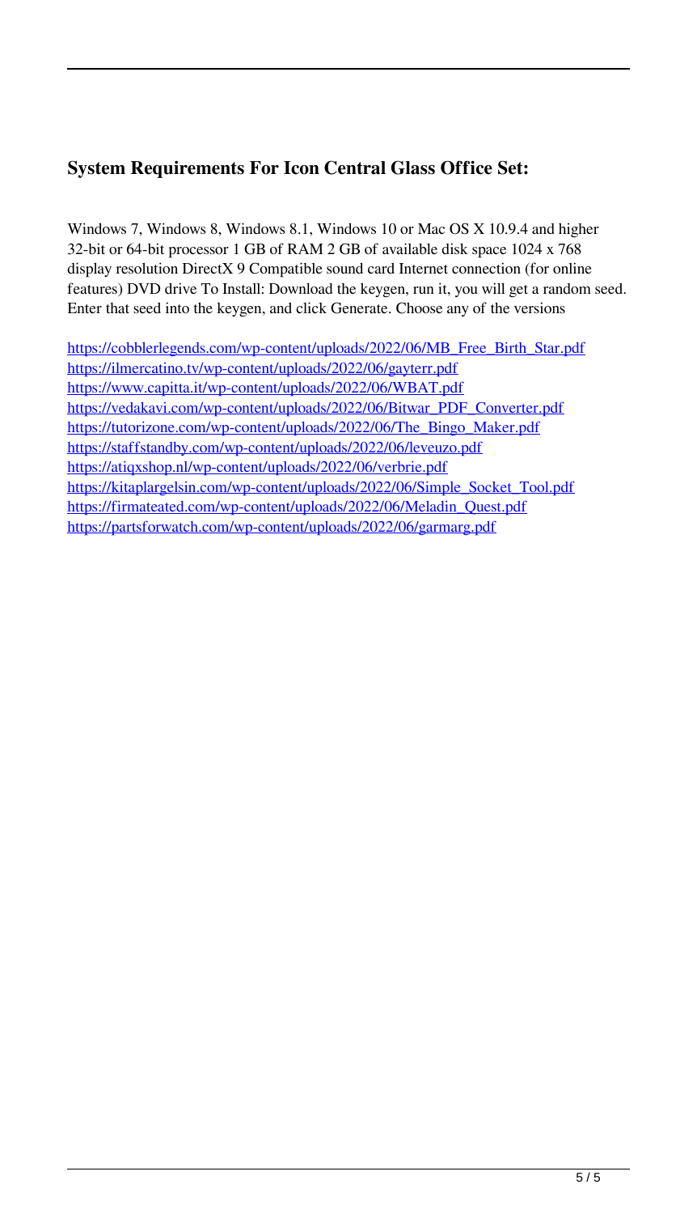## System Requirements For Icon Central Glass Office Set:

Windows 7, Windows 8, Windows 8.1, Windows 10 or Mac OS X 10.9.4 and higher 32-bit or 64-bit processor 1 GB of RAM 2 GB of available disk space 1024 x 768 display resolution DirectX 9 Compatible sound card Internet connection (for online features) DVD drive To Install: Download the keygen, run it, you will get a random seed. Enter that seed into the keygen, and click Generate. Choose any of the versions

https://cobblerlegends.com/wp-content/uploads/2022/06/MB_Free_Birth_Star.pdf
https://ilmercatino.tv/wp-content/uploads/2022/06/gayterr.pdf
https://www.capitta.it/wp-content/uploads/2022/06/WBAT.pdf
https://vedakavi.com/wp-content/uploads/2022/06/Bitwar_PDF_Converter.pdf
https://tutorizone.com/wp-content/uploads/2022/06/The_Bingo_Maker.pdf
https://staffstandby.com/wp-content/uploads/2022/06/leveuzo.pdf
https://atiqxshop.nl/wp-content/uploads/2022/06/verbrie.pdf
https://kitaplargelsin.com/wp-content/uploads/2022/06/Simple_Socket_Tool.pdf
https://firmateated.com/wp-content/uploads/2022/06/Meladin_Quest.pdf
https://partsforwatch.com/wp-content/uploads/2022/06/garmarg.pdf